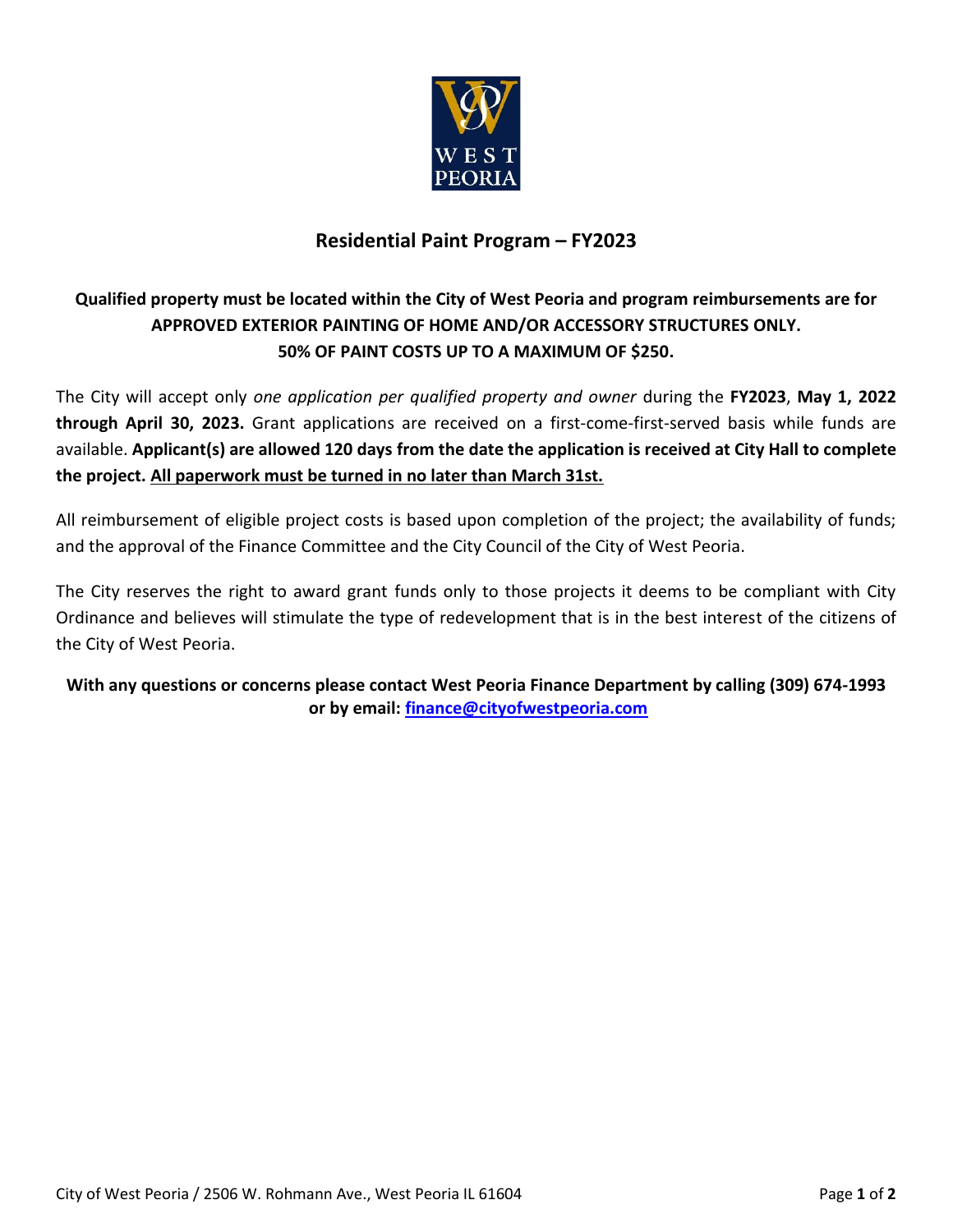## Residential Paint Program – FY2023

**Qualified property must be located within the City of West Peoria and program reimbursements are for APPROVED EXTERIOR PAINTING OF HOME AND/OR ACCESSORY STRUCTURES ONLY. 50% OF PAINT COSTS UP TO A MAXIMUM OF $250.**

The City will accept only *one application per qualified property and owner* during the **FY2023**, **May 1, 2022 through April 30, 2023.** Grant applications are received on a first-come-first-served basis while funds are available. **Applicant(s) are allowed 120 days from the date the application is received at City Hall to complete the project. <u>All paperwork must be turned in no later than March 31st.</u>**

All reimbursement of eligible project costs is based upon completion of the project; the availability of funds; and the approval of the Finance Committee and the City Council of the City of West Peoria.

The City reserves the right to award grant funds only to those projects it deems to be compliant with City Ordinance and believes will stimulate the type of redevelopment that is in the best interest of the citizens of the City of West Peoria.

**With any questions or concerns please contact West Peoria Finance Department by calling (309) 674-1993 or by email: finance@cityofwestpeoria.com**

City of West Peoria / 2506 W. Rohmann Ave., West Peoria IL 61604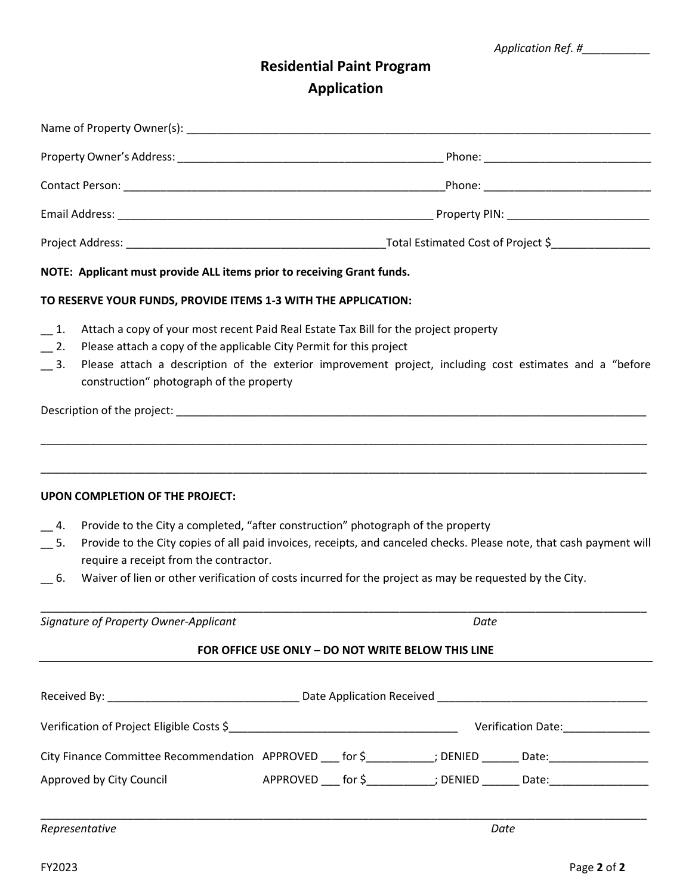*Application Ref. #___________*

# Residential Paint Program Application

Name of Property Owner(s): ________________________________________________________________________________

Property Owner's Address: _____________________________________________ Phone: ___________________________

Contact Person: ______________________________________________________Phone: ___________________________

Email Address: ______________________________________________________ Property PIN: ________________________

Project Address: ___________________________________________Total Estimated Cost of Project $________________

**NOTE: Applicant must provide ALL items prior to receiving Grant funds.**

**TO RESERVE YOUR FUNDS, PROVIDE ITEMS 1-3 WITH THE APPLICATION:**

__ 1. Attach a copy of your most recent Paid Real Estate Tax Bill for the project property
__ 2. Please attach a copy of the applicable City Permit for this project
__ 3. Please attach a description of the exterior improvement project, including cost estimates and a "before construction" photograph of the property

Description of the project: ________________________________________________________________________________

________________________________________________________________________________________________________

________________________________________________________________________________________________________

**UPON COMPLETION OF THE PROJECT:**

__ 4. Provide to the City a completed, "after construction" photograph of the property
__ 5. Provide to the City copies of all paid invoices, receipts, and canceled checks. Please note, that cash payment will require a receipt from the contractor.
__ 6. Waiver of lien or other verification of costs incurred for the project as may be requested by the City.

________________________________________________________________________________________________________
*Signature of Property Owner-Applicant* *Date*

**FOR OFFICE USE ONLY – DO NOT WRITE BELOW THIS LINE**

---

Received By: _______________________________ Date Application Received __________________________________

Verification of Project Eligible Costs $_____________________________________ Verification Date:______________

City Finance Committee Recommendation APPROVED ___ for $___________; DENIED ______ Date:________________

Approved by City Council APPROVED ___ for $___________; DENIED ______ Date:________________

________________________________________________________________________________________________________
*Representative* *Date*

FY2023